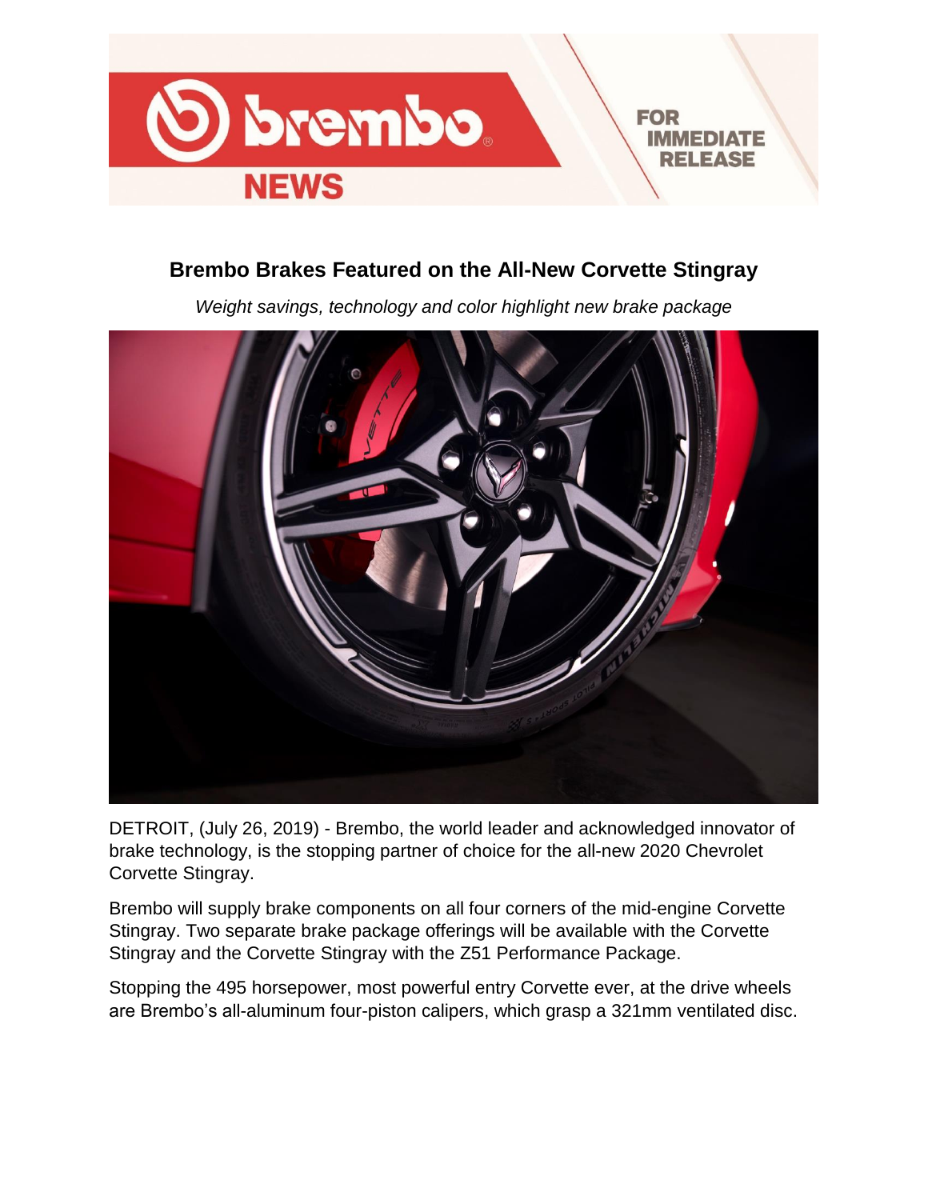# Brembo Brakes Featured on the All-New Corvette Stingray

*Weight savings, technology and color highlight new brake package*

DETROIT, (July 26, 2019) - Brembo, the world leader and acknowledged innovator of brake technology, is the stopping partner of choice for the all-new 2020 Chevrolet Corvette Stingray.

Brembo will supply brake components on all four corners of the mid-engine Corvette Stingray. Two separate brake package offerings will be available with the Corvette Stingray and the Corvette Stingray with the Z51 Performance Package.

Stopping the 495 horsepower, most powerful entry Corvette ever, at the drive wheels are Brembo's all-aluminum four-piston calipers, which grasp a 321mm ventilated disc.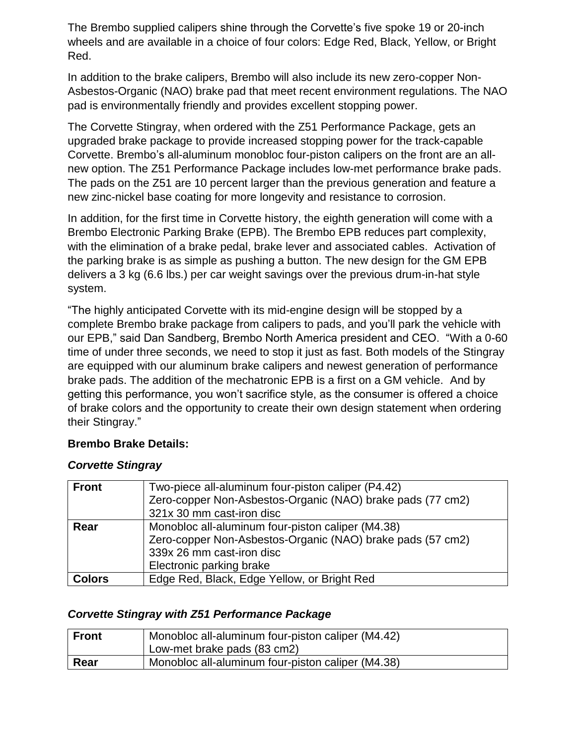The Brembo supplied calipers shine through the Corvette's five spoke 19 or 20-inch wheels and are available in a choice of four colors: Edge Red, Black, Yellow, or Bright Red.

In addition to the brake calipers, Brembo will also include its new zero-copper Non-Asbestos-Organic (NAO) brake pad that meet recent environment regulations. The NAO pad is environmentally friendly and provides excellent stopping power.

The Corvette Stingray, when ordered with the Z51 Performance Package, gets an upgraded brake package to provide increased stopping power for the track-capable Corvette. Brembo's all-aluminum monobloc four-piston calipers on the front are an all-new option. The Z51 Performance Package includes low-met performance brake pads. The pads on the Z51 are 10 percent larger than the previous generation and feature a new zinc-nickel base coating for more longevity and resistance to corrosion.

In addition, for the first time in Corvette history, the eighth generation will come with a Brembo Electronic Parking Brake (EPB). The Brembo EPB reduces part complexity, with the elimination of a brake pedal, brake lever and associated cables. Activation of the parking brake is as simple as pushing a button. The new design for the GM EPB delivers a 3 kg (6.6 lbs.) per car weight savings over the previous drum-in-hat style system.

"The highly anticipated Corvette with its mid-engine design will be stopped by a complete Brembo brake package from calipers to pads, and you'll park the vehicle with our EPB," said Dan Sandberg, Brembo North America president and CEO. "With a 0-60 time of under three seconds, we need to stop it just as fast. Both models of the Stingray are equipped with our aluminum brake calipers and newest generation of performance brake pads. The addition of the mechatronic EPB is a first on a GM vehicle. And by getting this performance, you won't sacrifice style, as the consumer is offered a choice of brake colors and the opportunity to create their own design statement when ordering their Stingray."

**Brembo Brake Details:**

***Corvette Stingray***

| | |
|---|---|
| **Front** | Two-piece all-aluminum four-piston caliper (P4.42)<br>Zero-copper Non-Asbestos-Organic (NAO) brake pads (77 cm2)<br>321x 30 mm cast-iron disc |
| **Rear** | Monobloc all-aluminum four-piston caliper (M4.38)<br>Zero-copper Non-Asbestos-Organic (NAO) brake pads (57 cm2)<br>339x 26 mm cast-iron disc<br>Electronic parking brake |
| **Colors** | Edge Red, Black, Edge Yellow, or Bright Red |

***Corvette Stingray with Z51 Performance Package***

| | |
|---|---|
| **Front** | Monobloc all-aluminum four-piston caliper (M4.42)<br>Low-met brake pads (83 cm2) |
| **Rear** | Monobloc all-aluminum four-piston caliper (M4.38) |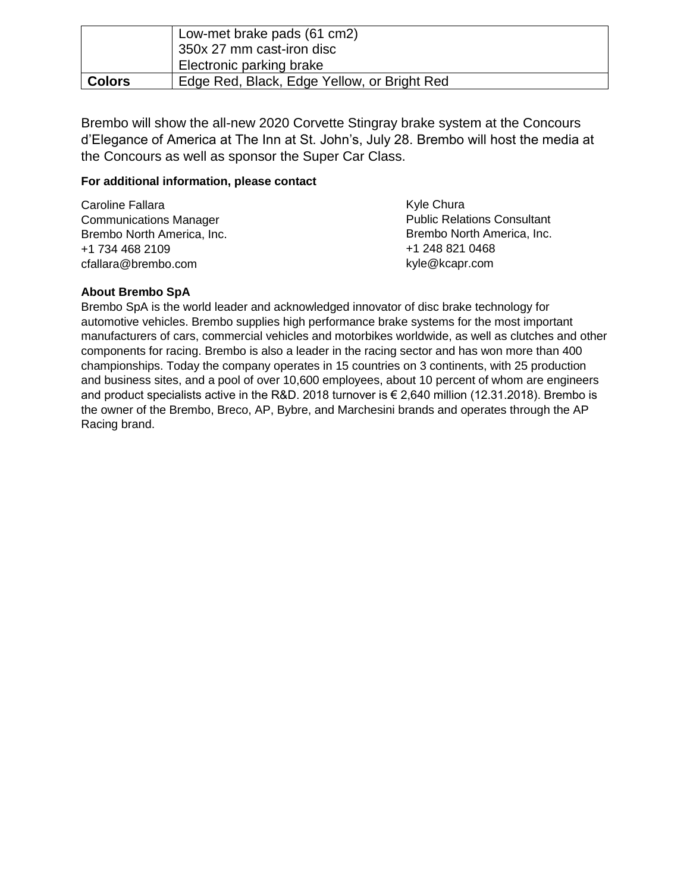| | |
|---|---|
| | Low-met brake pads (61 cm2)<br>350x 27 mm cast-iron disc<br>Electronic parking brake |
| **Colors** | Edge Red, Black, Edge Yellow, or Bright Red |

Brembo will show the all-new 2020 Corvette Stingray brake system at the Concours d'Elegance of America at The Inn at St. John's, July 28. Brembo will host the media at the Concours as well as sponsor the Super Car Class.

**For additional information, please contact**

Caroline Fallara
Communications Manager
Brembo North America, Inc.
+1 734 468 2109
cfallara@brembo.com

Kyle Chura
Public Relations Consultant
Brembo North America, Inc.
+1 248 821 0468
kyle@kcapr.com

**About Brembo SpA**

Brembo SpA is the world leader and acknowledged innovator of disc brake technology for automotive vehicles. Brembo supplies high performance brake systems for the most important manufacturers of cars, commercial vehicles and motorbikes worldwide, as well as clutches and other components for racing. Brembo is also a leader in the racing sector and has won more than 400 championships. Today the company operates in 15 countries on 3 continents, with 25 production and business sites, and a pool of over 10,600 employees, about 10 percent of whom are engineers and product specialists active in the R&D. 2018 turnover is € 2,640 million (12.31.2018). Brembo is the owner of the Brembo, Breco, AP, Bybre, and Marchesini brands and operates through the AP Racing brand.